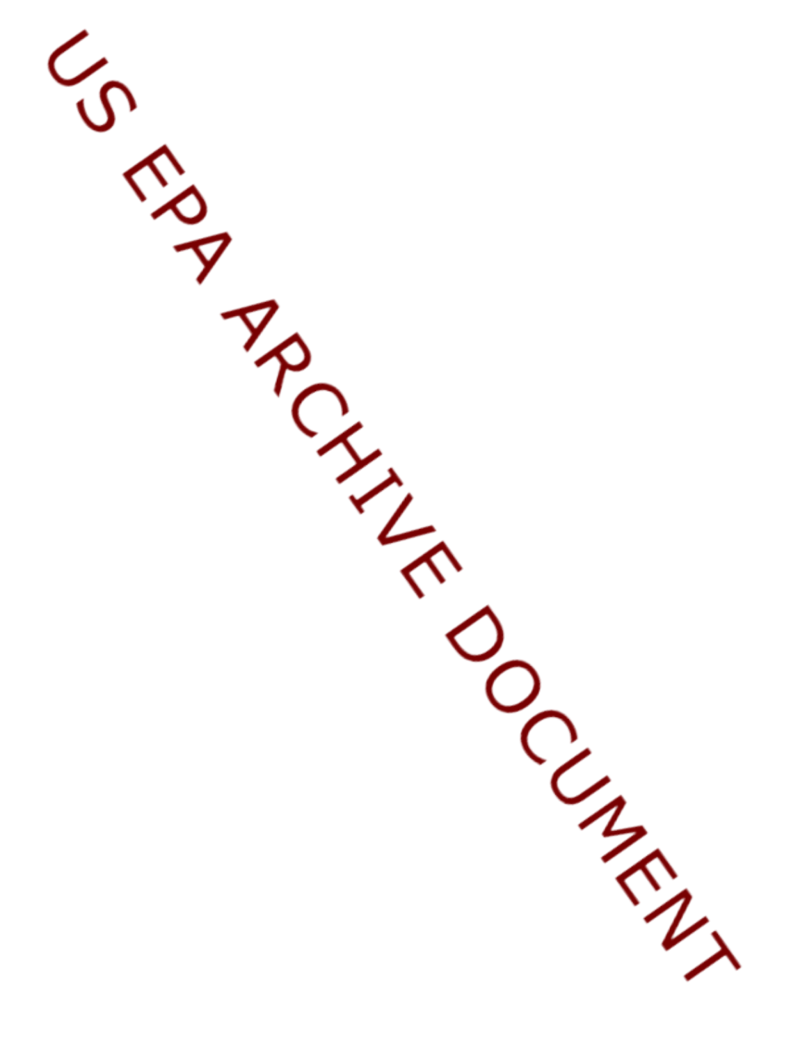US EPA ARCHIVE DOCUMENT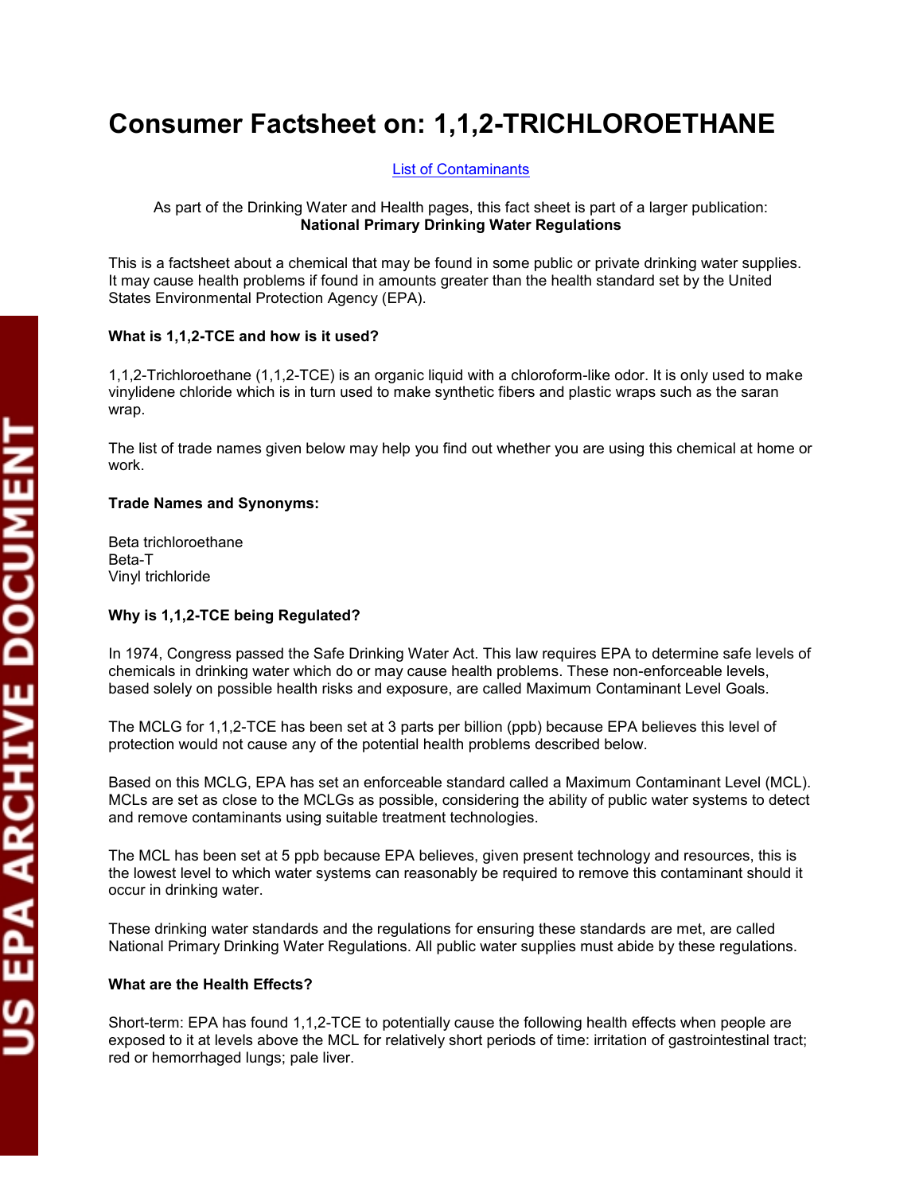# Consumer Factsheet on: 1,1,2-TRICHLOROETHANE

[List of Contaminants]

As part of the Drinking Water and Health pages, this fact sheet is part of a larger publication:
**National Primary Drinking Water Regulations**

This is a factsheet about a chemical that may be found in some public or private drinking water supplies. It may cause health problems if found in amounts greater than the health standard set by the United States Environmental Protection Agency (EPA).

**What is 1,1,2-TCE and how is it used?**

1,1,2-Trichloroethane (1,1,2-TCE) is an organic liquid with a chloroform-like odor. It is only used to make vinylidene chloride which is in turn used to make synthetic fibers and plastic wraps such as the saran wrap.

The list of trade names given below may help you find out whether you are using this chemical at home or work.

**Trade Names and Synonyms:**

Beta trichloroethane
Beta-T
Vinyl trichloride

**Why is 1,1,2-TCE being Regulated?**

In 1974, Congress passed the Safe Drinking Water Act. This law requires EPA to determine safe levels of chemicals in drinking water which do or may cause health problems. These non-enforceable levels, based solely on possible health risks and exposure, are called Maximum Contaminant Level Goals.

The MCLG for 1,1,2-TCE has been set at 3 parts per billion (ppb) because EPA believes this level of protection would not cause any of the potential health problems described below.

Based on this MCLG, EPA has set an enforceable standard called a Maximum Contaminant Level (MCL). MCLs are set as close to the MCLGs as possible, considering the ability of public water systems to detect and remove contaminants using suitable treatment technologies.

The MCL has been set at 5 ppb because EPA believes, given present technology and resources, this is the lowest level to which water systems can reasonably be required to remove this contaminant should it occur in drinking water.

These drinking water standards and the regulations for ensuring these standards are met, are called National Primary Drinking Water Regulations. All public water supplies must abide by these regulations.

**What are the Health Effects?**

Short-term: EPA has found 1,1,2-TCE to potentially cause the following health effects when people are exposed to it at levels above the MCL for relatively short periods of time: irritation of gastrointestinal tract; red or hemorrhaged lungs; pale liver.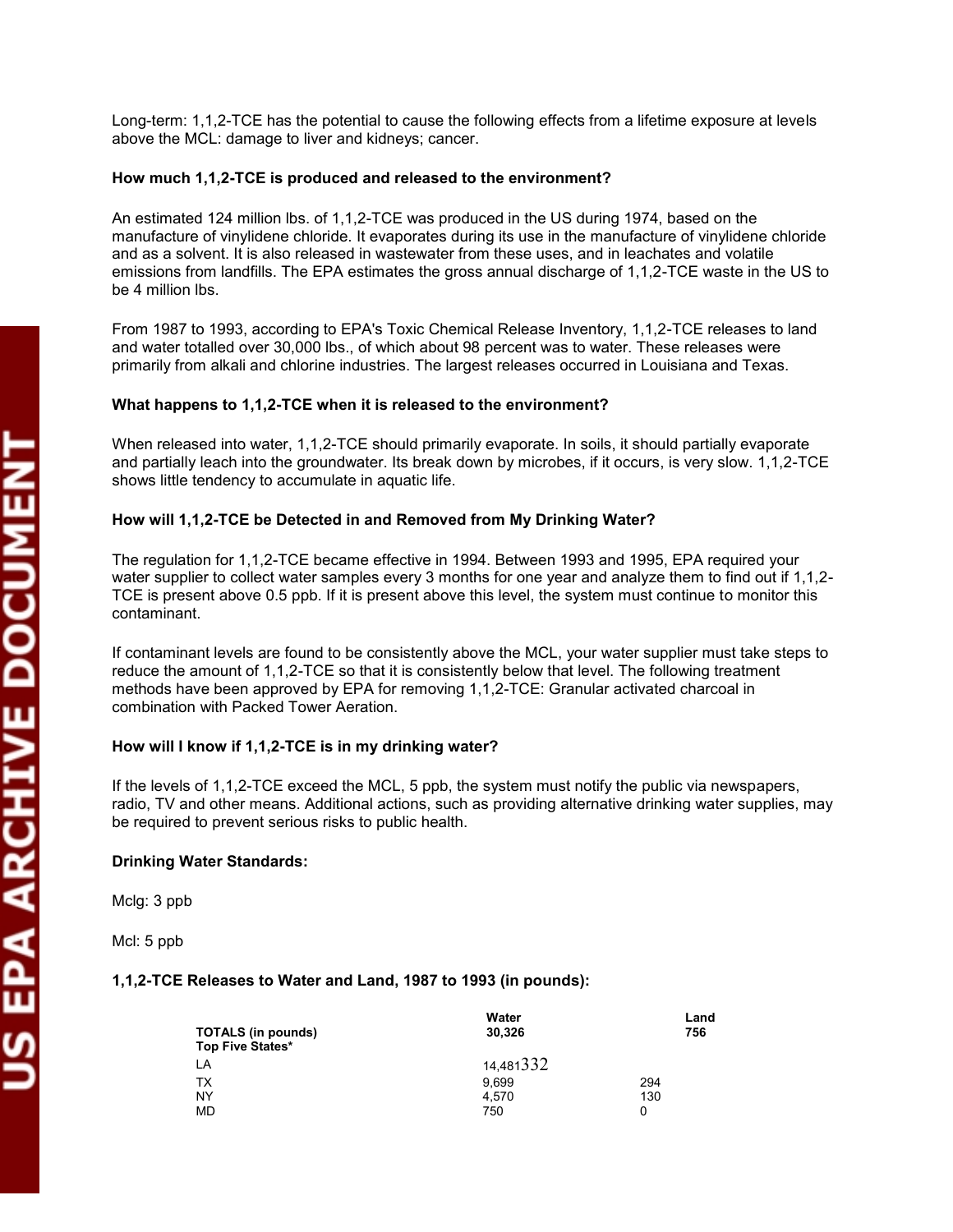Long-term: 1,1,2-TCE has the potential to cause the following effects from a lifetime exposure at levels above the MCL: damage to liver and kidneys; cancer.

**How much 1,1,2-TCE is produced and released to the environment?**

An estimated 124 million lbs. of 1,1,2-TCE was produced in the US during 1974, based on the manufacture of vinylidene chloride. It evaporates during its use in the manufacture of vinylidene chloride and as a solvent. It is also released in wastewater from these uses, and in leachates and volatile emissions from landfills. The EPA estimates the gross annual discharge of 1,1,2-TCE waste in the US to be 4 million lbs.

From 1987 to 1993, according to EPA's Toxic Chemical Release Inventory, 1,1,2-TCE releases to land and water totalled over 30,000 lbs., of which about 98 percent was to water. These releases were primarily from alkali and chlorine industries. The largest releases occurred in Louisiana and Texas.

**What happens to 1,1,2-TCE when it is released to the environment?**

When released into water, 1,1,2-TCE should primarily evaporate. In soils, it should partially evaporate and partially leach into the groundwater. Its break down by microbes, if it occurs, is very slow. 1,1,2-TCE shows little tendency to accumulate in aquatic life.

**How will 1,1,2-TCE be Detected in and Removed from My Drinking Water?**

The regulation for 1,1,2-TCE became effective in 1994. Between 1993 and 1995, EPA required your water supplier to collect water samples every 3 months for one year and analyze them to find out if 1,1,2-TCE is present above 0.5 ppb. If it is present above this level, the system must continue to monitor this contaminant.

If contaminant levels are found to be consistently above the MCL, your water supplier must take steps to reduce the amount of 1,1,2-TCE so that it is consistently below that level. The following treatment methods have been approved by EPA for removing 1,1,2-TCE: Granular activated charcoal in combination with Packed Tower Aeration.

**How will I know if 1,1,2-TCE is in my drinking water?**

If the levels of 1,1,2-TCE exceed the MCL, 5 ppb, the system must notify the public via newspapers, radio, TV and other means. Additional actions, such as providing alternative drinking water supplies, may be required to prevent serious risks to public health.

**Drinking Water Standards:**

Mclg: 3 ppb

Mcl: 5 ppb

**1,1,2-TCE Releases to Water and Land, 1987 to 1993 (in pounds):**

| | Water | Land |
|---|---|---|
| **TOTALS (in pounds)** | **30,326** | **756** |
| **Top Five States*** | | |
| LA | 14,481 | 332 |
| TX | 9,699 | 294 |
| NY | 4,570 | 130 |
| MD | 750 | 0 |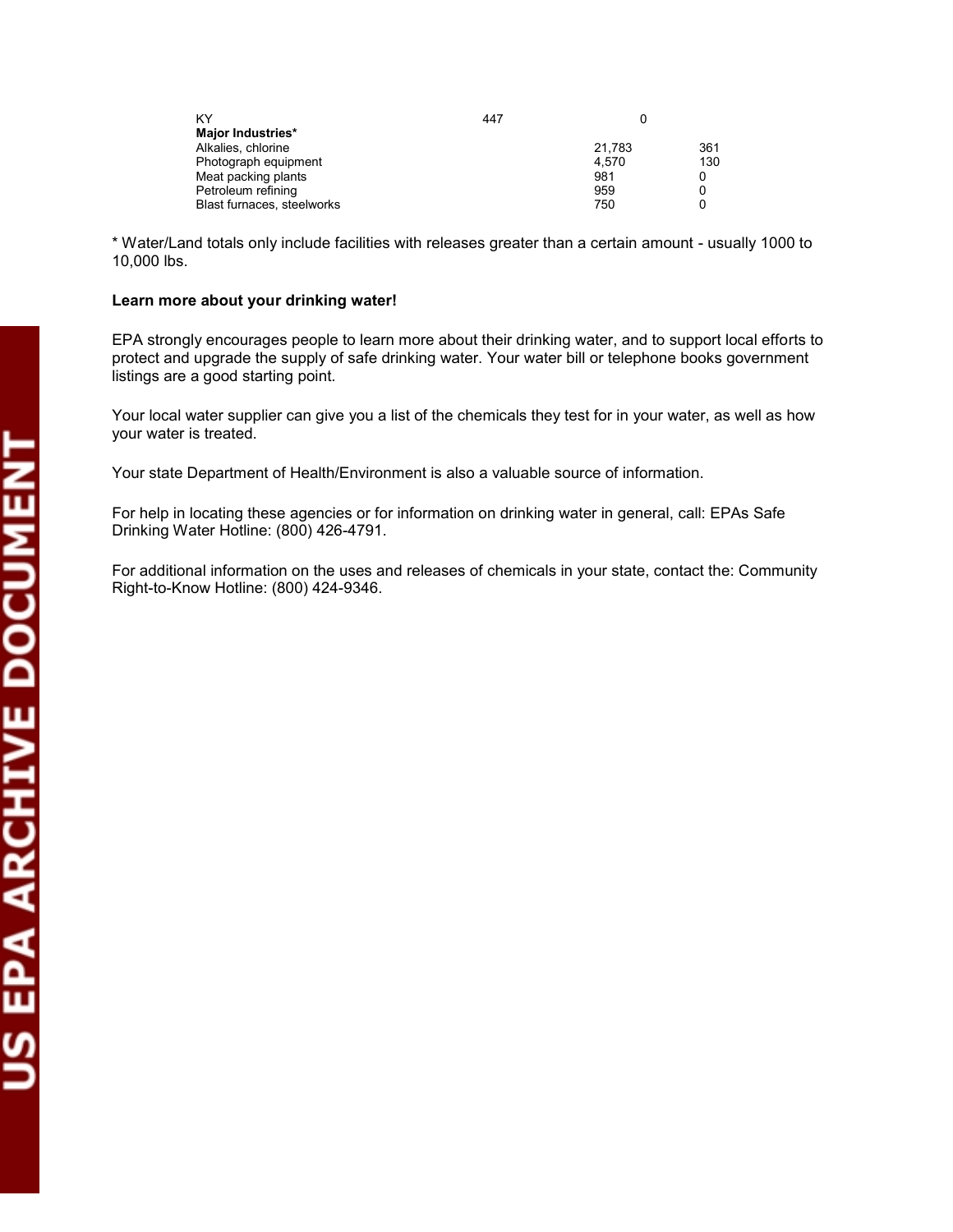| | | | |
|---|---|---|---|
| KY | 447 | 0 | |
| **Major Industries*** | | | |
| Alkalies, chlorine | | 21,783 | 361 |
| Photograph equipment | | 4,570 | 130 |
| Meat packing plants | | 981 | 0 |
| Petroleum refining | | 959 | 0 |
| Blast furnaces, steelworks | | 750 | 0 |

* Water/Land totals only include facilities with releases greater than a certain amount - usually 1000 to 10,000 lbs.

**Learn more about your drinking water!**

EPA strongly encourages people to learn more about their drinking water, and to support local efforts to protect and upgrade the supply of safe drinking water. Your water bill or telephone books government listings are a good starting point.

Your local water supplier can give you a list of the chemicals they test for in your water, as well as how your water is treated.

Your state Department of Health/Environment is also a valuable source of information.

For help in locating these agencies or for information on drinking water in general, call: EPAs Safe Drinking Water Hotline: (800) 426-4791.

For additional information on the uses and releases of chemicals in your state, contact the: Community Right-to-Know Hotline: (800) 424-9346.